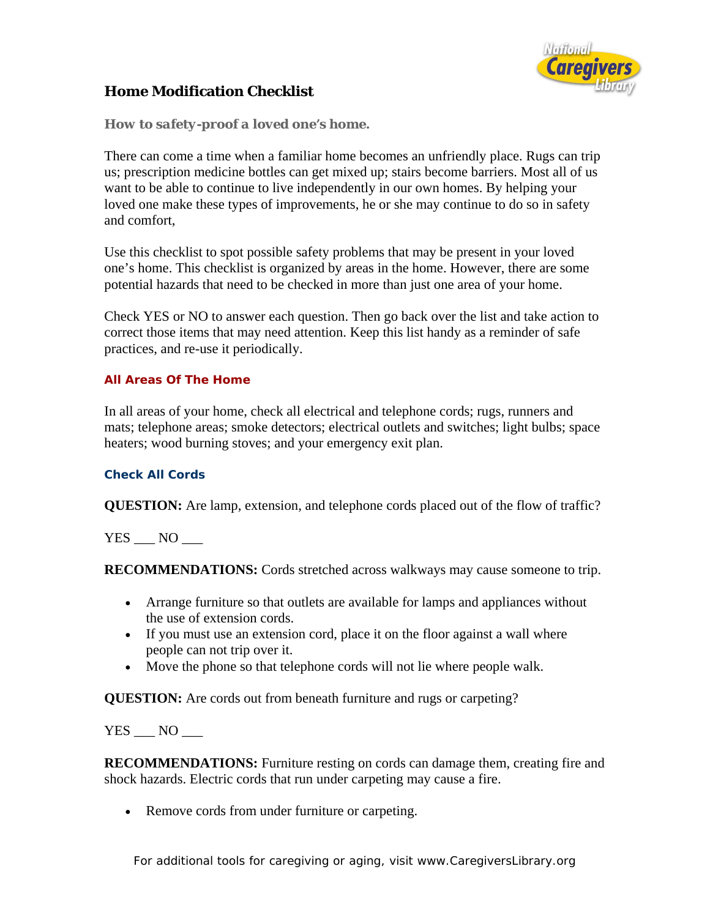# Home Modification Checklist

## How to safety-proof a loved one's home.

There can come a time when a familiar home becomes an unfriendly place. Rugs can trip us; prescription medicine bottles can get mixed up; stairs become barriers. Most all of us want to be able to continue to live independently in our own homes. By helping your loved one make these types of improvements, he or she may continue to do so in safety and comfort,

Use this checklist to spot possible safety problems that may be present in your loved one's home. This checklist is organized by areas in the home. However, there are some potential hazards that need to be checked in more than just one area of your home.

Check YES or NO to answer each question. Then go back over the list and take action to correct those items that may need attention. Keep this list handy as a reminder of safe practices, and re-use it periodically.

### All Areas Of The Home

In all areas of your home, check all electrical and telephone cords; rugs, runners and mats; telephone areas; smoke detectors; electrical outlets and switches; light bulbs; space heaters; wood burning stoves; and your emergency exit plan.

#### Check All Cords

**QUESTION:** Are lamp, extension, and telephone cords placed out of the flow of traffic?

YES ___ NO ___

**RECOMMENDATIONS:** Cords stretched across walkways may cause someone to trip.

- Arrange furniture so that outlets are available for lamps and appliances without the use of extension cords.
- If you must use an extension cord, place it on the floor against a wall where people can not trip over it.
- Move the phone so that telephone cords will not lie where people walk.

**QUESTION:** Are cords out from beneath furniture and rugs or carpeting?

YES ___ NO ___

**RECOMMENDATIONS:** Furniture resting on cords can damage them, creating fire and shock hazards. Electric cords that run under carpeting may cause a fire.

- Remove cords from under furniture or carpeting.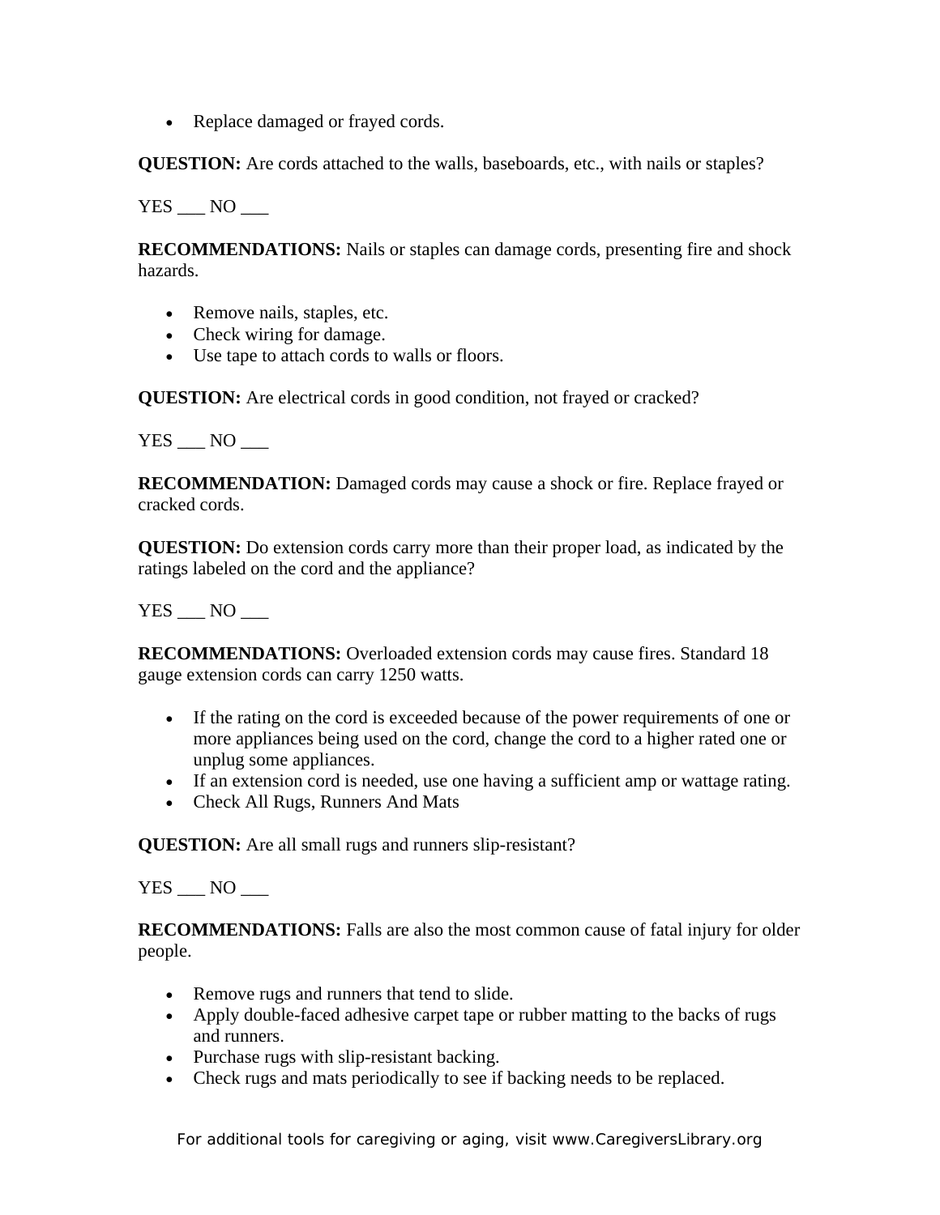- Replace damaged or frayed cords.

**QUESTION:** Are cords attached to the walls, baseboards, etc., with nails or staples?

YES ___ NO ___

**RECOMMENDATIONS:** Nails or staples can damage cords, presenting fire and shock hazards.

- Remove nails, staples, etc.
- Check wiring for damage.
- Use tape to attach cords to walls or floors.

**QUESTION:** Are electrical cords in good condition, not frayed or cracked?

YES ___ NO ___

**RECOMMENDATION:** Damaged cords may cause a shock or fire. Replace frayed or cracked cords.

**QUESTION:** Do extension cords carry more than their proper load, as indicated by the ratings labeled on the cord and the appliance?

YES ___ NO ___

**RECOMMENDATIONS:** Overloaded extension cords may cause fires. Standard 18 gauge extension cords can carry 1250 watts.

- If the rating on the cord is exceeded because of the power requirements of one or more appliances being used on the cord, change the cord to a higher rated one or unplug some appliances.
- If an extension cord is needed, use one having a sufficient amp or wattage rating.
- Check All Rugs, Runners And Mats

**QUESTION:** Are all small rugs and runners slip-resistant?

YES ___ NO ___

**RECOMMENDATIONS:** Falls are also the most common cause of fatal injury for older people.

- Remove rugs and runners that tend to slide.
- Apply double-faced adhesive carpet tape or rubber matting to the backs of rugs and runners.
- Purchase rugs with slip-resistant backing.
- Check rugs and mats periodically to see if backing needs to be replaced.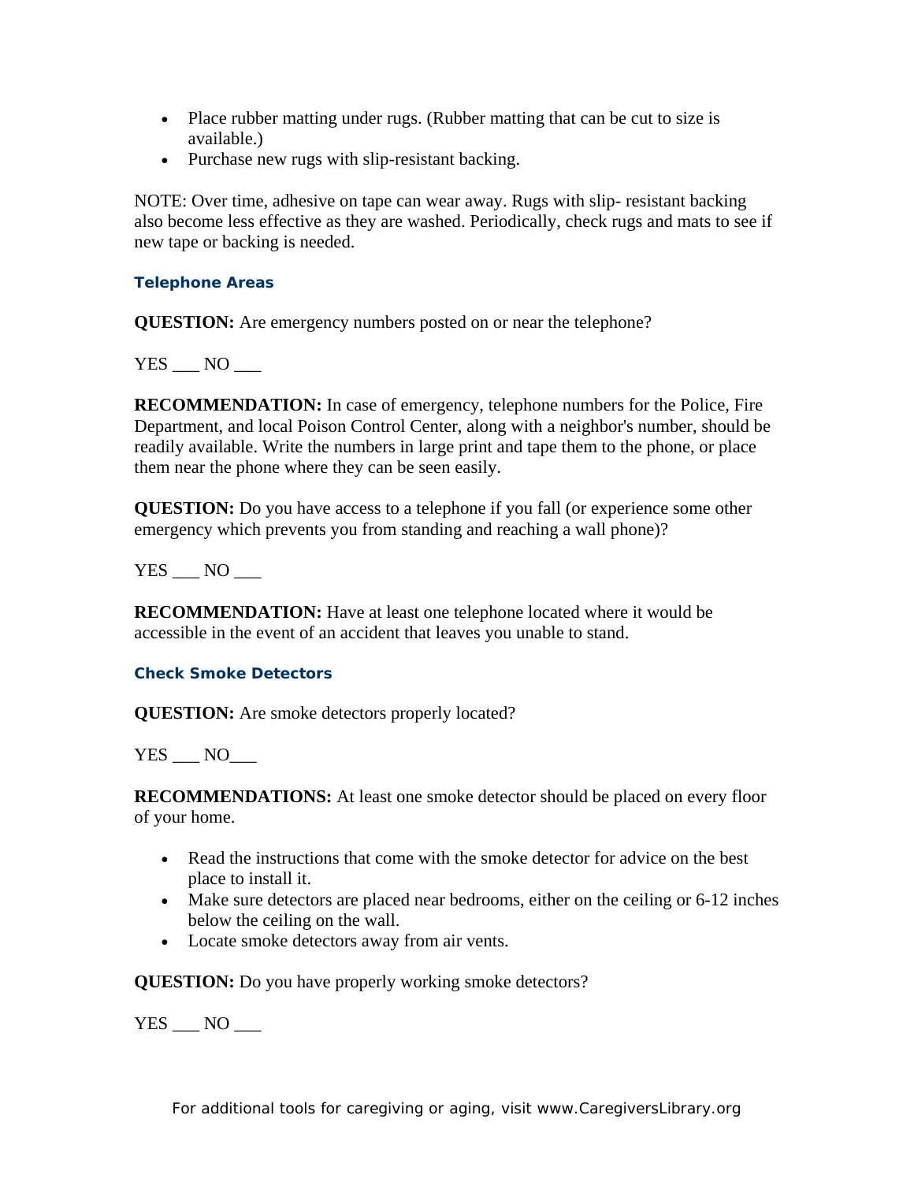- Place rubber matting under rugs. (Rubber matting that can be cut to size is available.)
- Purchase new rugs with slip-resistant backing.

NOTE: Over time, adhesive on tape can wear away. Rugs with slip- resistant backing also become less effective as they are washed. Periodically, check rugs and mats to see if new tape or backing is needed.

### Telephone Areas

**QUESTION:** Are emergency numbers posted on or near the telephone?

YES ___ NO ___

**RECOMMENDATION:** In case of emergency, telephone numbers for the Police, Fire Department, and local Poison Control Center, along with a neighbor's number, should be readily available. Write the numbers in large print and tape them to the phone, or place them near the phone where they can be seen easily.

**QUESTION:** Do you have access to a telephone if you fall (or experience some other emergency which prevents you from standing and reaching a wall phone)?

YES ___ NO ___

**RECOMMENDATION:** Have at least one telephone located where it would be accessible in the event of an accident that leaves you unable to stand.

### Check Smoke Detectors

**QUESTION:** Are smoke detectors properly located?

YES ___ NO___

**RECOMMENDATIONS:** At least one smoke detector should be placed on every floor of your home.

- Read the instructions that come with the smoke detector for advice on the best place to install it.
- Make sure detectors are placed near bedrooms, either on the ceiling or 6-12 inches below the ceiling on the wall.
- Locate smoke detectors away from air vents.

**QUESTION:** Do you have properly working smoke detectors?

YES ___ NO ___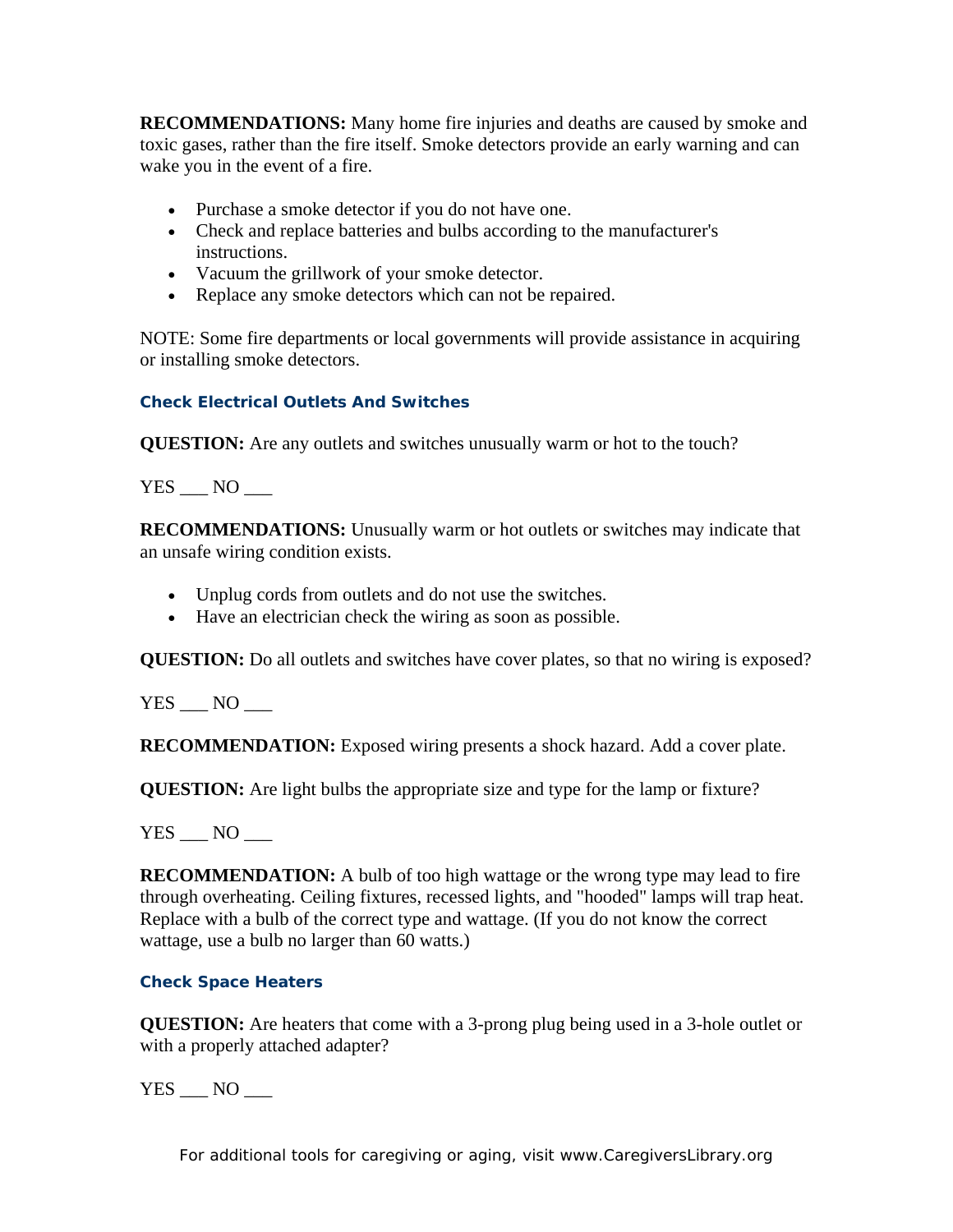**RECOMMENDATIONS:** Many home fire injuries and deaths are caused by smoke and toxic gases, rather than the fire itself. Smoke detectors provide an early warning and can wake you in the event of a fire.

- Purchase a smoke detector if you do not have one.
- Check and replace batteries and bulbs according to the manufacturer's instructions.
- Vacuum the grillwork of your smoke detector.
- Replace any smoke detectors which can not be repaired.

NOTE: Some fire departments or local governments will provide assistance in acquiring or installing smoke detectors.

### Check Electrical Outlets And Switches

**QUESTION:** Are any outlets and switches unusually warm or hot to the touch?

YES ___ NO ___

**RECOMMENDATIONS:** Unusually warm or hot outlets or switches may indicate that an unsafe wiring condition exists.

- Unplug cords from outlets and do not use the switches.
- Have an electrician check the wiring as soon as possible.

**QUESTION:** Do all outlets and switches have cover plates, so that no wiring is exposed?

YES ___ NO ___

**RECOMMENDATION:** Exposed wiring presents a shock hazard. Add a cover plate.

**QUESTION:** Are light bulbs the appropriate size and type for the lamp or fixture?

YES ___ NO ___

**RECOMMENDATION:** A bulb of too high wattage or the wrong type may lead to fire through overheating. Ceiling fixtures, recessed lights, and "hooded" lamps will trap heat. Replace with a bulb of the correct type and wattage. (If you do not know the correct wattage, use a bulb no larger than 60 watts.)

### Check Space Heaters

**QUESTION:** Are heaters that come with a 3-prong plug being used in a 3-hole outlet or with a properly attached adapter?

YES ___ NO ___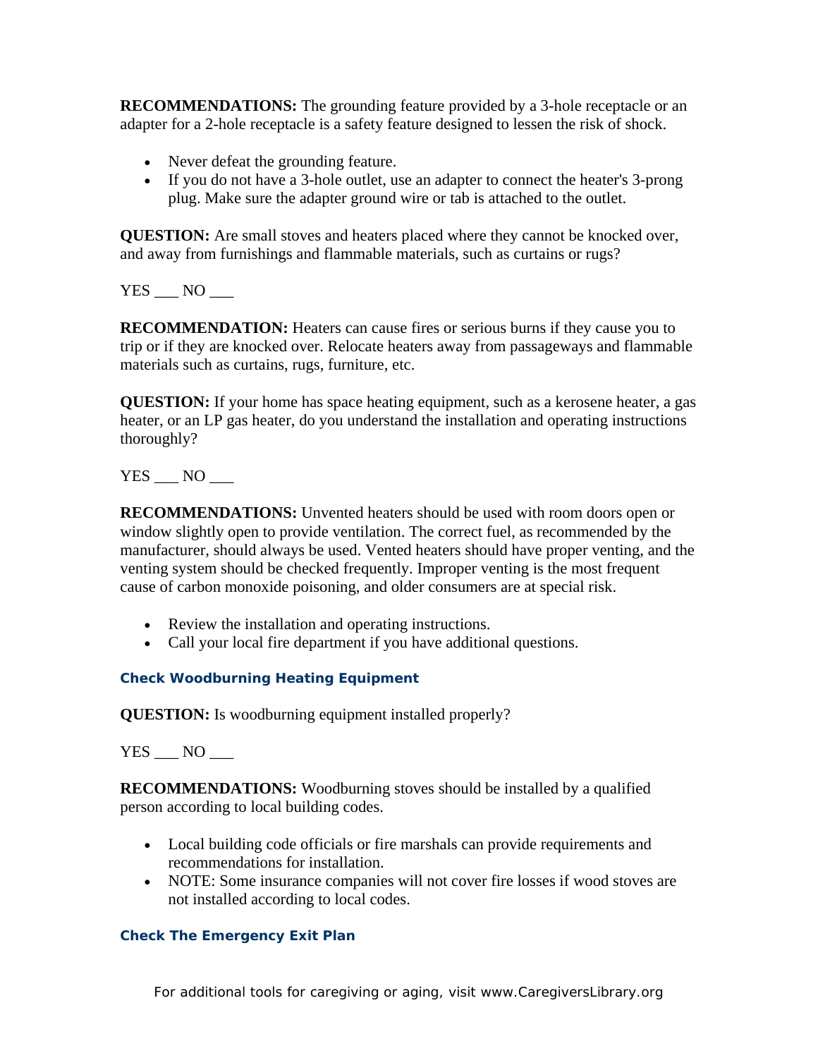**RECOMMENDATIONS:** The grounding feature provided by a 3-hole receptacle or an adapter for a 2-hole receptacle is a safety feature designed to lessen the risk of shock.

- Never defeat the grounding feature.
- If you do not have a 3-hole outlet, use an adapter to connect the heater's 3-prong plug. Make sure the adapter ground wire or tab is attached to the outlet.

**QUESTION:** Are small stoves and heaters placed where they cannot be knocked over, and away from furnishings and flammable materials, such as curtains or rugs?

YES ___ NO ___

**RECOMMENDATION:** Heaters can cause fires or serious burns if they cause you to trip or if they are knocked over. Relocate heaters away from passageways and flammable materials such as curtains, rugs, furniture, etc.

**QUESTION:** If your home has space heating equipment, such as a kerosene heater, a gas heater, or an LP gas heater, do you understand the installation and operating instructions thoroughly?

YES ___ NO ___

**RECOMMENDATIONS:** Unvented heaters should be used with room doors open or window slightly open to provide ventilation. The correct fuel, as recommended by the manufacturer, should always be used. Vented heaters should have proper venting, and the venting system should be checked frequently. Improper venting is the most frequent cause of carbon monoxide poisoning, and older consumers are at special risk.

- Review the installation and operating instructions.
- Call your local fire department if you have additional questions.

### Check Woodburning Heating Equipment

**QUESTION:** Is woodburning equipment installed properly?

YES ___ NO ___

**RECOMMENDATIONS:** Woodburning stoves should be installed by a qualified person according to local building codes.

- Local building code officials or fire marshals can provide requirements and recommendations for installation.
- NOTE: Some insurance companies will not cover fire losses if wood stoves are not installed according to local codes.

### Check The Emergency Exit Plan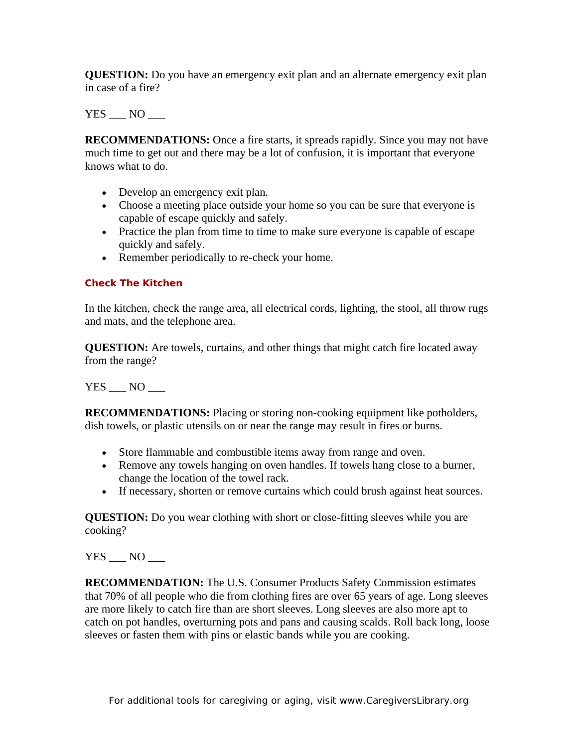**QUESTION:** Do you have an emergency exit plan and an alternate emergency exit plan in case of a fire?

YES ___ NO ___

**RECOMMENDATIONS:** Once a fire starts, it spreads rapidly. Since you may not have much time to get out and there may be a lot of confusion, it is important that everyone knows what to do.

- Develop an emergency exit plan.
- Choose a meeting place outside your home so you can be sure that everyone is capable of escape quickly and safely.
- Practice the plan from time to time to make sure everyone is capable of escape quickly and safely.
- Remember periodically to re-check your home.

### Check The Kitchen

In the kitchen, check the range area, all electrical cords, lighting, the stool, all throw rugs and mats, and the telephone area.

**QUESTION:** Are towels, curtains, and other things that might catch fire located away from the range?

YES ___ NO ___

**RECOMMENDATIONS:** Placing or storing non-cooking equipment like potholders, dish towels, or plastic utensils on or near the range may result in fires or burns.

- Store flammable and combustible items away from range and oven.
- Remove any towels hanging on oven handles. If towels hang close to a burner, change the location of the towel rack.
- If necessary, shorten or remove curtains which could brush against heat sources.

**QUESTION:** Do you wear clothing with short or close-fitting sleeves while you are cooking?

YES ___ NO ___

**RECOMMENDATION:** The U.S. Consumer Products Safety Commission estimates that 70% of all people who die from clothing fires are over 65 years of age. Long sleeves are more likely to catch fire than are short sleeves. Long sleeves are also more apt to catch on pot handles, overturning pots and pans and causing scalds. Roll back long, loose sleeves or fasten them with pins or elastic bands while you are cooking.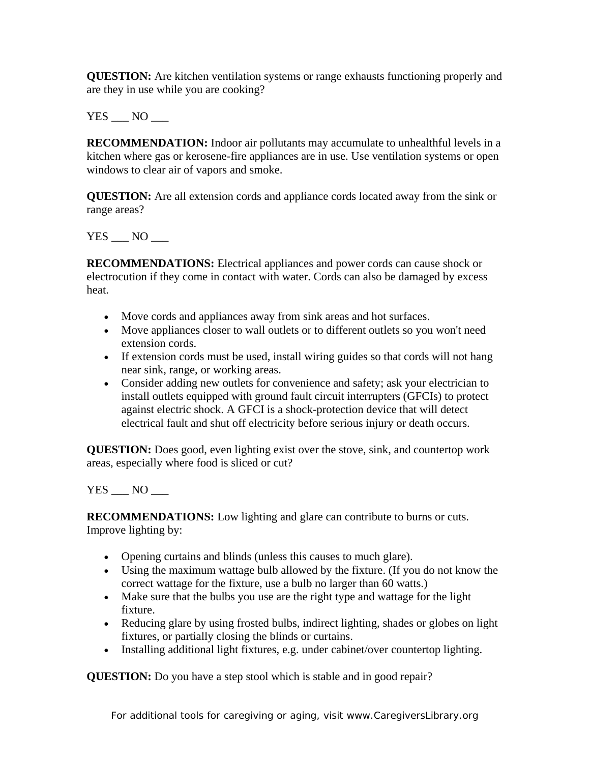**QUESTION:** Are kitchen ventilation systems or range exhausts functioning properly and are they in use while you are cooking?

YES ___ NO ___

**RECOMMENDATION:** Indoor air pollutants may accumulate to unhealthful levels in a kitchen where gas or kerosene-fire appliances are in use. Use ventilation systems or open windows to clear air of vapors and smoke.

**QUESTION:** Are all extension cords and appliance cords located away from the sink or range areas?

YES ___ NO ___

**RECOMMENDATIONS:** Electrical appliances and power cords can cause shock or electrocution if they come in contact with water. Cords can also be damaged by excess heat.

- Move cords and appliances away from sink areas and hot surfaces.
- Move appliances closer to wall outlets or to different outlets so you won't need extension cords.
- If extension cords must be used, install wiring guides so that cords will not hang near sink, range, or working areas.
- Consider adding new outlets for convenience and safety; ask your electrician to install outlets equipped with ground fault circuit interrupters (GFCIs) to protect against electric shock. A GFCI is a shock-protection device that will detect electrical fault and shut off electricity before serious injury or death occurs.

**QUESTION:** Does good, even lighting exist over the stove, sink, and countertop work areas, especially where food is sliced or cut?

YES ___ NO ___

**RECOMMENDATIONS:** Low lighting and glare can contribute to burns or cuts. Improve lighting by:

- Opening curtains and blinds (unless this causes to much glare).
- Using the maximum wattage bulb allowed by the fixture. (If you do not know the correct wattage for the fixture, use a bulb no larger than 60 watts.)
- Make sure that the bulbs you use are the right type and wattage for the light fixture.
- Reducing glare by using frosted bulbs, indirect lighting, shades or globes on light fixtures, or partially closing the blinds or curtains.
- Installing additional light fixtures, e.g. under cabinet/over countertop lighting.

**QUESTION:** Do you have a step stool which is stable and in good repair?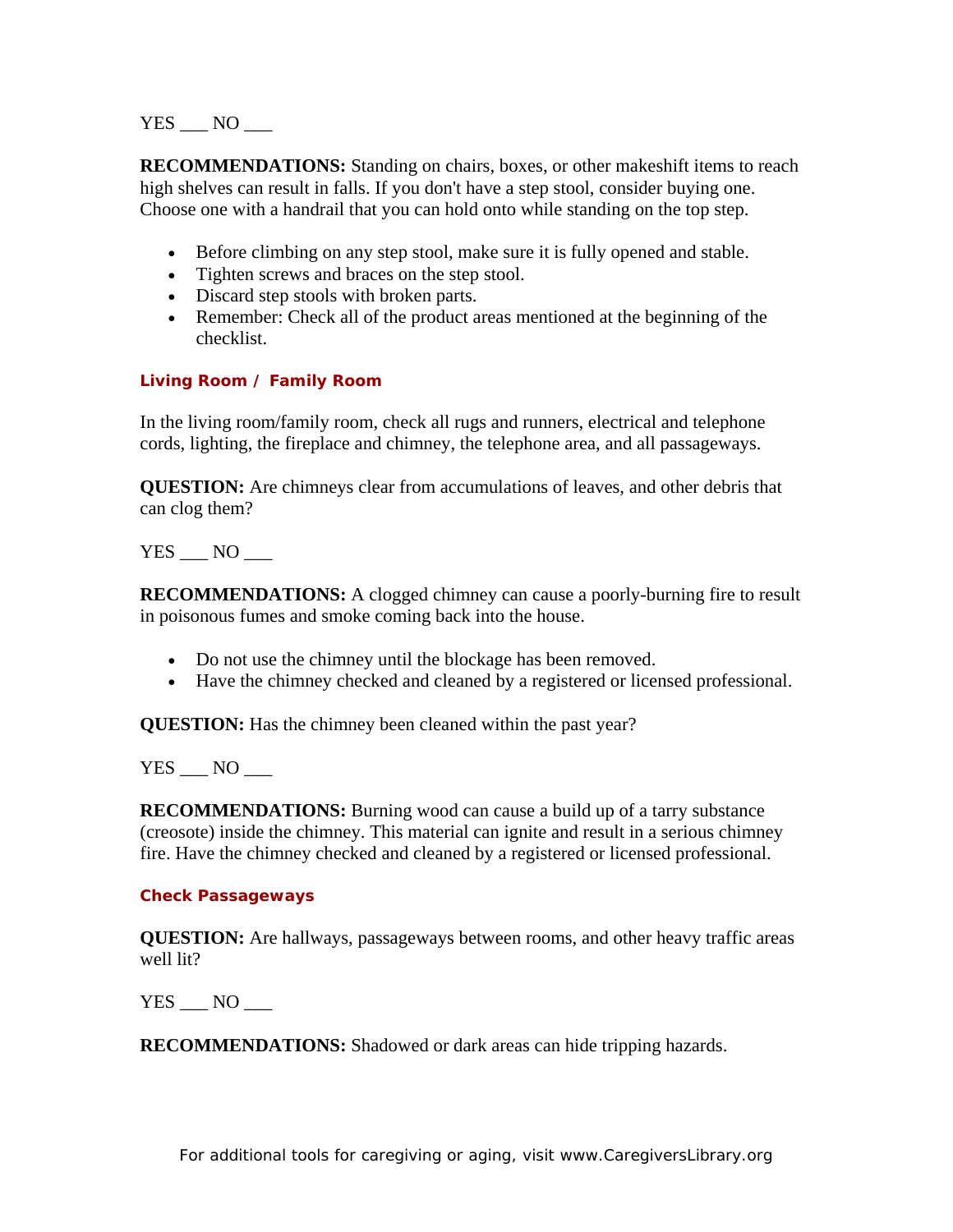YES ___ NO ___

**RECOMMENDATIONS:** Standing on chairs, boxes, or other makeshift items to reach high shelves can result in falls. If you don't have a step stool, consider buying one. Choose one with a handrail that you can hold onto while standing on the top step.

- Before climbing on any step stool, make sure it is fully opened and stable.
- Tighten screws and braces on the step stool.
- Discard step stools with broken parts.
- Remember: Check all of the product areas mentioned at the beginning of the checklist.

## Living Room / Family Room

In the living room/family room, check all rugs and runners, electrical and telephone cords, lighting, the fireplace and chimney, the telephone area, and all passageways.

**QUESTION:** Are chimneys clear from accumulations of leaves, and other debris that can clog them?

YES ___ NO ___

**RECOMMENDATIONS:** A clogged chimney can cause a poorly-burning fire to result in poisonous fumes and smoke coming back into the house.

- Do not use the chimney until the blockage has been removed.
- Have the chimney checked and cleaned by a registered or licensed professional.

**QUESTION:** Has the chimney been cleaned within the past year?

YES ___ NO ___

**RECOMMENDATIONS:** Burning wood can cause a build up of a tarry substance (creosote) inside the chimney. This material can ignite and result in a serious chimney fire. Have the chimney checked and cleaned by a registered or licensed professional.

## Check Passageways

**QUESTION:** Are hallways, passageways between rooms, and other heavy traffic areas well lit?

YES ___ NO ___

**RECOMMENDATIONS:** Shadowed or dark areas can hide tripping hazards.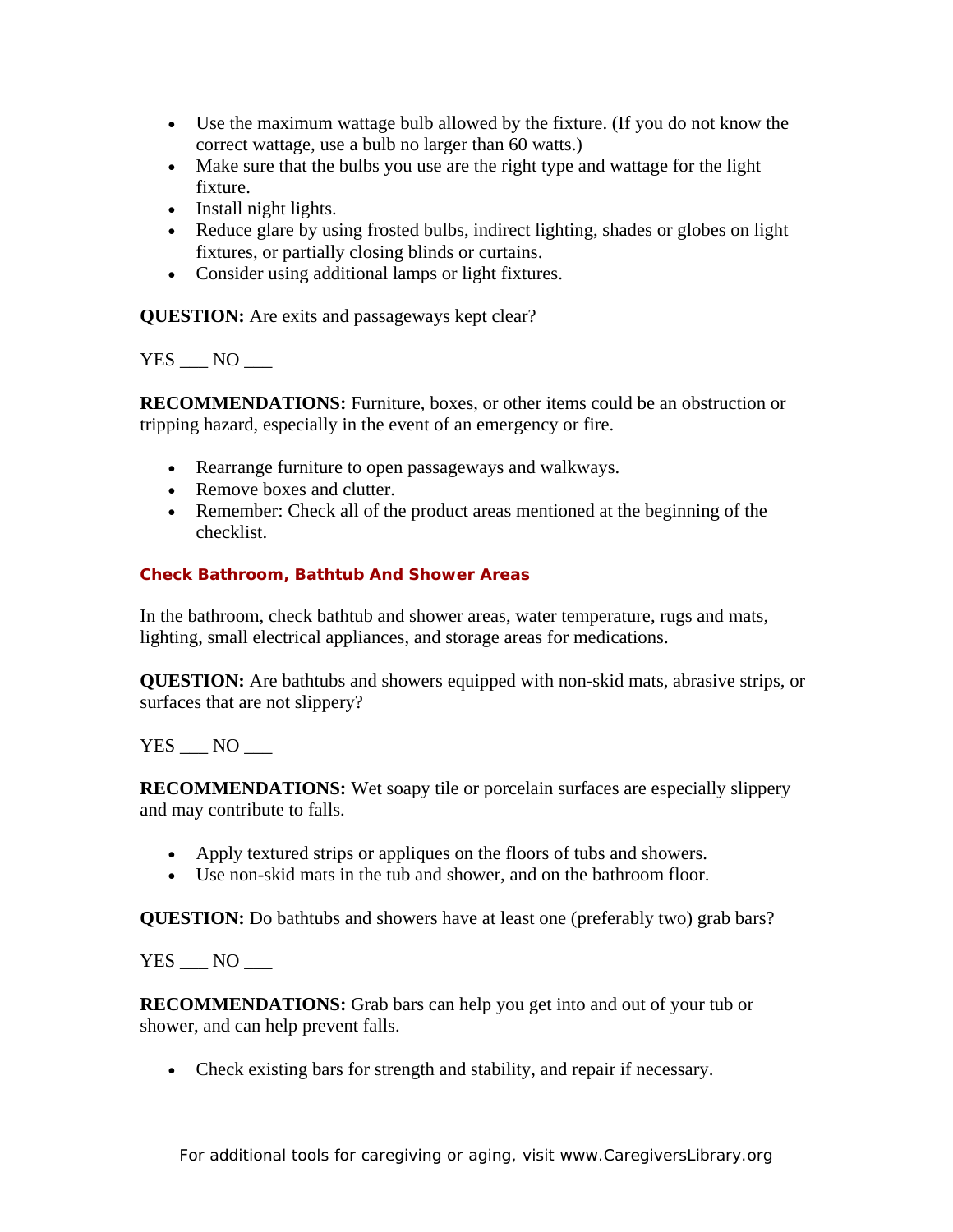- Use the maximum wattage bulb allowed by the fixture. (If you do not know the correct wattage, use a bulb no larger than 60 watts.)
- Make sure that the bulbs you use are the right type and wattage for the light fixture.
- Install night lights.
- Reduce glare by using frosted bulbs, indirect lighting, shades or globes on light fixtures, or partially closing blinds or curtains.
- Consider using additional lamps or light fixtures.

**QUESTION:** Are exits and passageways kept clear?

YES ___ NO ___

**RECOMMENDATIONS:** Furniture, boxes, or other items could be an obstruction or tripping hazard, especially in the event of an emergency or fire.

- Rearrange furniture to open passageways and walkways.
- Remove boxes and clutter.
- Remember: Check all of the product areas mentioned at the beginning of the checklist.

### Check Bathroom, Bathtub And Shower Areas

In the bathroom, check bathtub and shower areas, water temperature, rugs and mats, lighting, small electrical appliances, and storage areas for medications.

**QUESTION:** Are bathtubs and showers equipped with non-skid mats, abrasive strips, or surfaces that are not slippery?

YES ___ NO ___

**RECOMMENDATIONS:** Wet soapy tile or porcelain surfaces are especially slippery and may contribute to falls.

- Apply textured strips or appliques on the floors of tubs and showers.
- Use non-skid mats in the tub and shower, and on the bathroom floor.

**QUESTION:** Do bathtubs and showers have at least one (preferably two) grab bars?

YES ___ NO ___

**RECOMMENDATIONS:** Grab bars can help you get into and out of your tub or shower, and can help prevent falls.

- Check existing bars for strength and stability, and repair if necessary.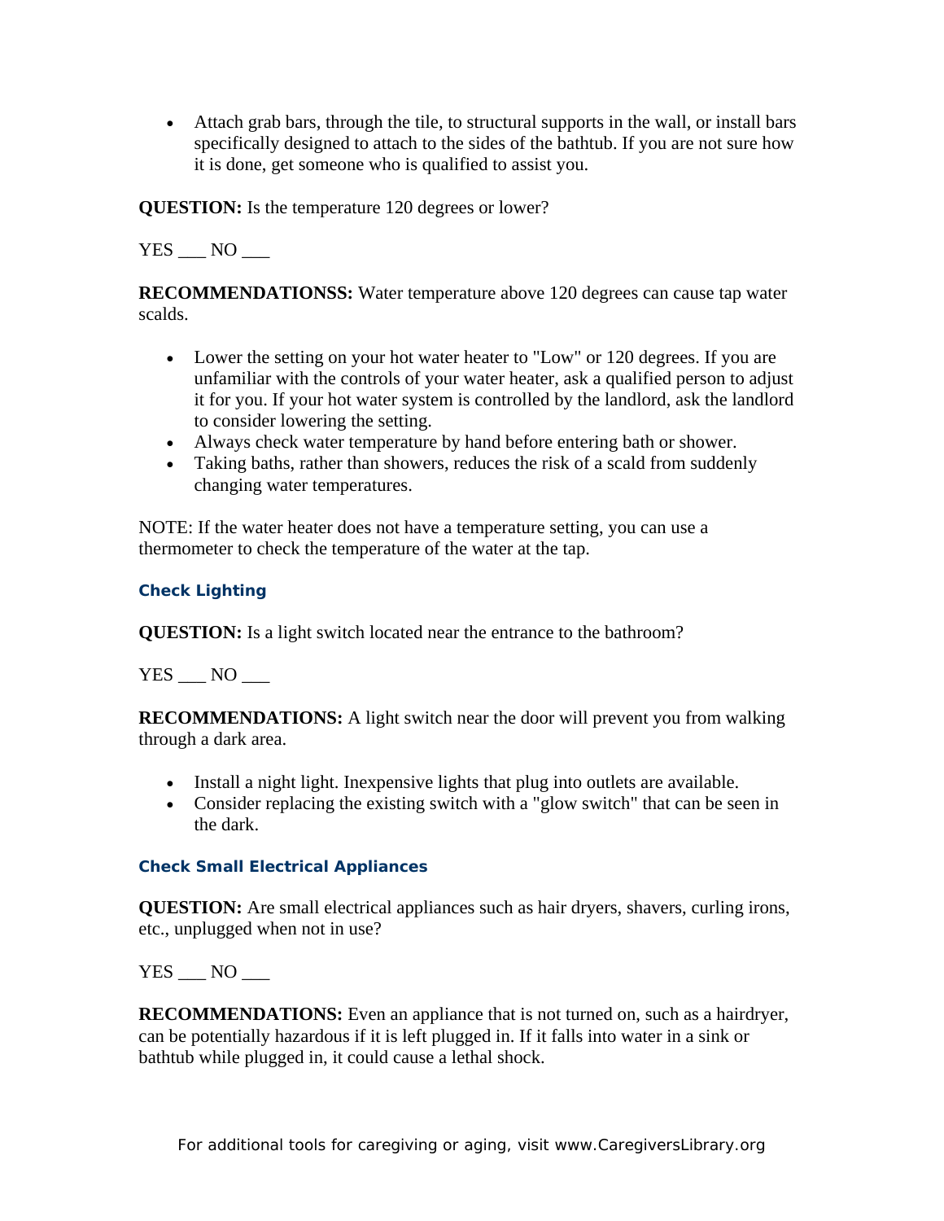- Attach grab bars, through the tile, to structural supports in the wall, or install bars specifically designed to attach to the sides of the bathtub. If you are not sure how it is done, get someone who is qualified to assist you.

**QUESTION:** Is the temperature 120 degrees or lower?

YES ___ NO ___

**RECOMMENDATIONSS:** Water temperature above 120 degrees can cause tap water scalds.

- Lower the setting on your hot water heater to "Low" or 120 degrees. If you are unfamiliar with the controls of your water heater, ask a qualified person to adjust it for you. If your hot water system is controlled by the landlord, ask the landlord to consider lowering the setting.
- Always check water temperature by hand before entering bath or shower.
- Taking baths, rather than showers, reduces the risk of a scald from suddenly changing water temperatures.

NOTE: If the water heater does not have a temperature setting, you can use a thermometer to check the temperature of the water at the tap.

### Check Lighting

**QUESTION:** Is a light switch located near the entrance to the bathroom?

YES ___ NO ___

**RECOMMENDATIONS:** A light switch near the door will prevent you from walking through a dark area.

- Install a night light. Inexpensive lights that plug into outlets are available.
- Consider replacing the existing switch with a "glow switch" that can be seen in the dark.

### Check Small Electrical Appliances

**QUESTION:** Are small electrical appliances such as hair dryers, shavers, curling irons, etc., unplugged when not in use?

YES ___ NO ___

**RECOMMENDATIONS:** Even an appliance that is not turned on, such as a hairdryer, can be potentially hazardous if it is left plugged in. If it falls into water in a sink or bathtub while plugged in, it could cause a lethal shock.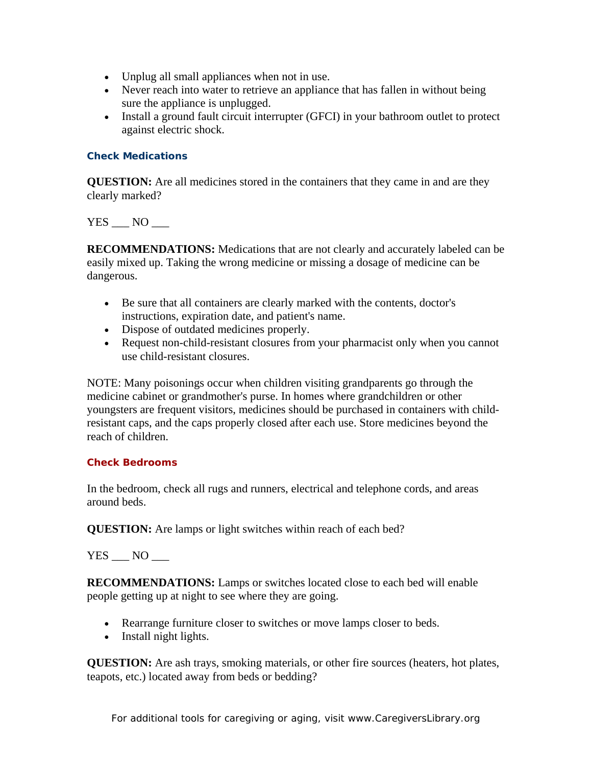- Unplug all small appliances when not in use.
- Never reach into water to retrieve an appliance that has fallen in without being sure the appliance is unplugged.
- Install a ground fault circuit interrupter (GFCI) in your bathroom outlet to protect against electric shock.

### Check Medications

**QUESTION:** Are all medicines stored in the containers that they came in and are they clearly marked?

YES ___ NO ___

**RECOMMENDATIONS:** Medications that are not clearly and accurately labeled can be easily mixed up. Taking the wrong medicine or missing a dosage of medicine can be dangerous.

- Be sure that all containers are clearly marked with the contents, doctor's instructions, expiration date, and patient's name.
- Dispose of outdated medicines properly.
- Request non-child-resistant closures from your pharmacist only when you cannot use child-resistant closures.

NOTE: Many poisonings occur when children visiting grandparents go through the medicine cabinet or grandmother's purse. In homes where grandchildren or other youngsters are frequent visitors, medicines should be purchased in containers with child-resistant caps, and the caps properly closed after each use. Store medicines beyond the reach of children.

### Check Bedrooms

In the bedroom, check all rugs and runners, electrical and telephone cords, and areas around beds.

**QUESTION:** Are lamps or light switches within reach of each bed?

YES ___ NO ___

**RECOMMENDATIONS:** Lamps or switches located close to each bed will enable people getting up at night to see where they are going.

- Rearrange furniture closer to switches or move lamps closer to beds.
- Install night lights.

**QUESTION:** Are ash trays, smoking materials, or other fire sources (heaters, hot plates, teapots, etc.) located away from beds or bedding?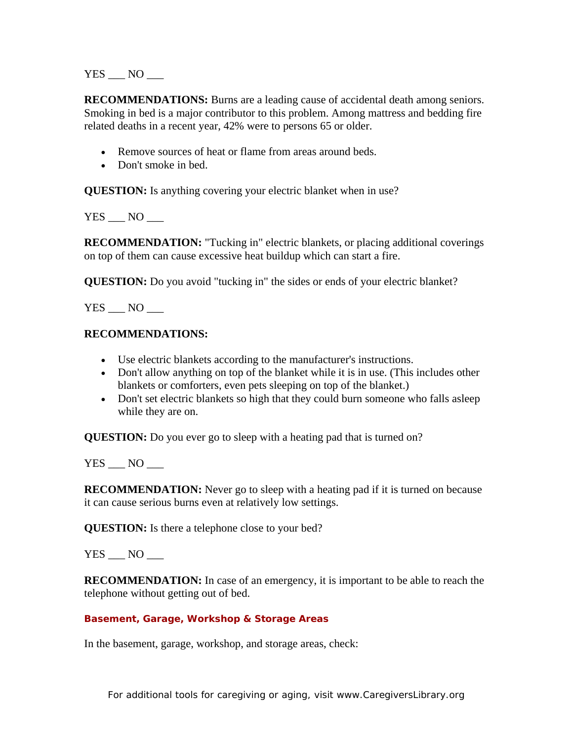YES ___ NO ___

**RECOMMENDATIONS:** Burns are a leading cause of accidental death among seniors. Smoking in bed is a major contributor to this problem. Among mattress and bedding fire related deaths in a recent year, 42% were to persons 65 or older.

- Remove sources of heat or flame from areas around beds.
- Don't smoke in bed.

**QUESTION:** Is anything covering your electric blanket when in use?

YES ___ NO ___

**RECOMMENDATION:** "Tucking in" electric blankets, or placing additional coverings on top of them can cause excessive heat buildup which can start a fire.

**QUESTION:** Do you avoid "tucking in" the sides or ends of your electric blanket?

YES ___ NO ___

**RECOMMENDATIONS:**

- Use electric blankets according to the manufacturer's instructions.
- Don't allow anything on top of the blanket while it is in use. (This includes other blankets or comforters, even pets sleeping on top of the blanket.)
- Don't set electric blankets so high that they could burn someone who falls asleep while they are on.

**QUESTION:** Do you ever go to sleep with a heating pad that is turned on?

YES ___ NO ___

**RECOMMENDATION:** Never go to sleep with a heating pad if it is turned on because it can cause serious burns even at relatively low settings.

**QUESTION:** Is there a telephone close to your bed?

YES ___ NO ___

**RECOMMENDATION:** In case of an emergency, it is important to be able to reach the telephone without getting out of bed.

### Basement, Garage, Workshop & Storage Areas

In the basement, garage, workshop, and storage areas, check: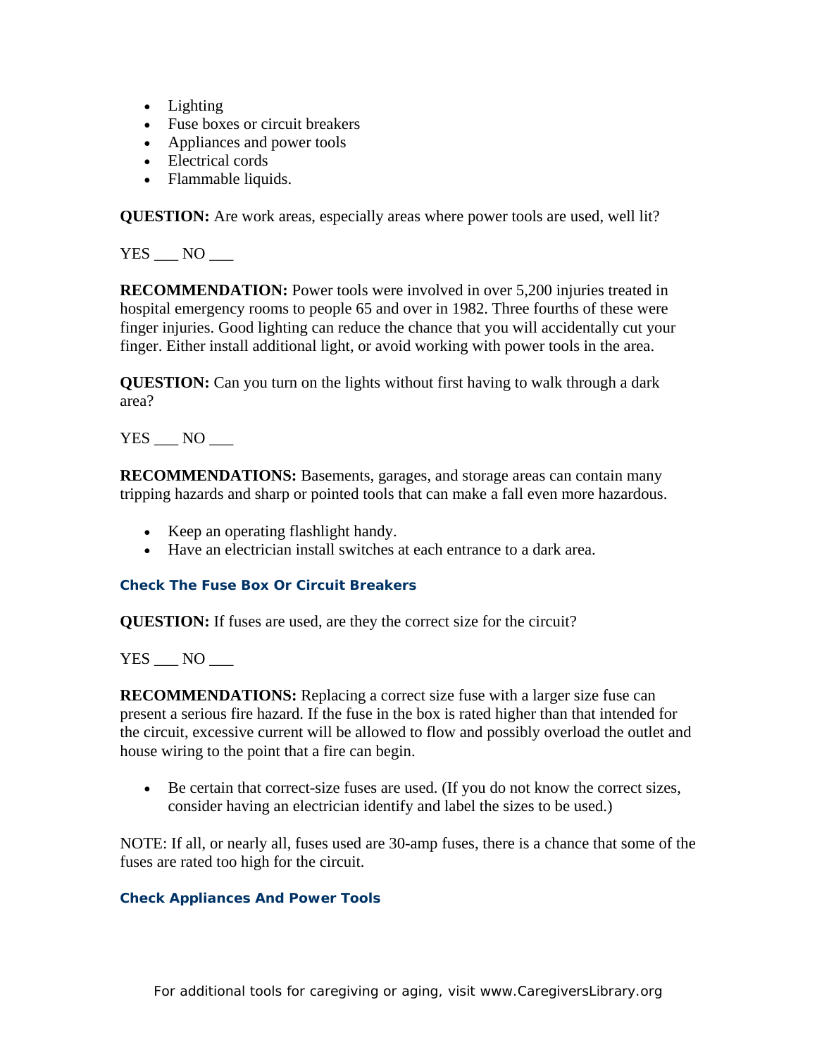- Lighting
- Fuse boxes or circuit breakers
- Appliances and power tools
- Electrical cords
- Flammable liquids.

**QUESTION:** Are work areas, especially areas where power tools are used, well lit?

YES ___ NO ___

**RECOMMENDATION:** Power tools were involved in over 5,200 injuries treated in hospital emergency rooms to people 65 and over in 1982. Three fourths of these were finger injuries. Good lighting can reduce the chance that you will accidentally cut your finger. Either install additional light, or avoid working with power tools in the area.

**QUESTION:** Can you turn on the lights without first having to walk through a dark area?

YES ___ NO ___

**RECOMMENDATIONS:** Basements, garages, and storage areas can contain many tripping hazards and sharp or pointed tools that can make a fall even more hazardous.

- Keep an operating flashlight handy.
- Have an electrician install switches at each entrance to a dark area.

### Check The Fuse Box Or Circuit Breakers

**QUESTION:** If fuses are used, are they the correct size for the circuit?

YES ___ NO ___

**RECOMMENDATIONS:** Replacing a correct size fuse with a larger size fuse can present a serious fire hazard. If the fuse in the box is rated higher than that intended for the circuit, excessive current will be allowed to flow and possibly overload the outlet and house wiring to the point that a fire can begin.

- Be certain that correct-size fuses are used. (If you do not know the correct sizes, consider having an electrician identify and label the sizes to be used.)

NOTE: If all, or nearly all, fuses used are 30-amp fuses, there is a chance that some of the fuses are rated too high for the circuit.

### Check Appliances And Power Tools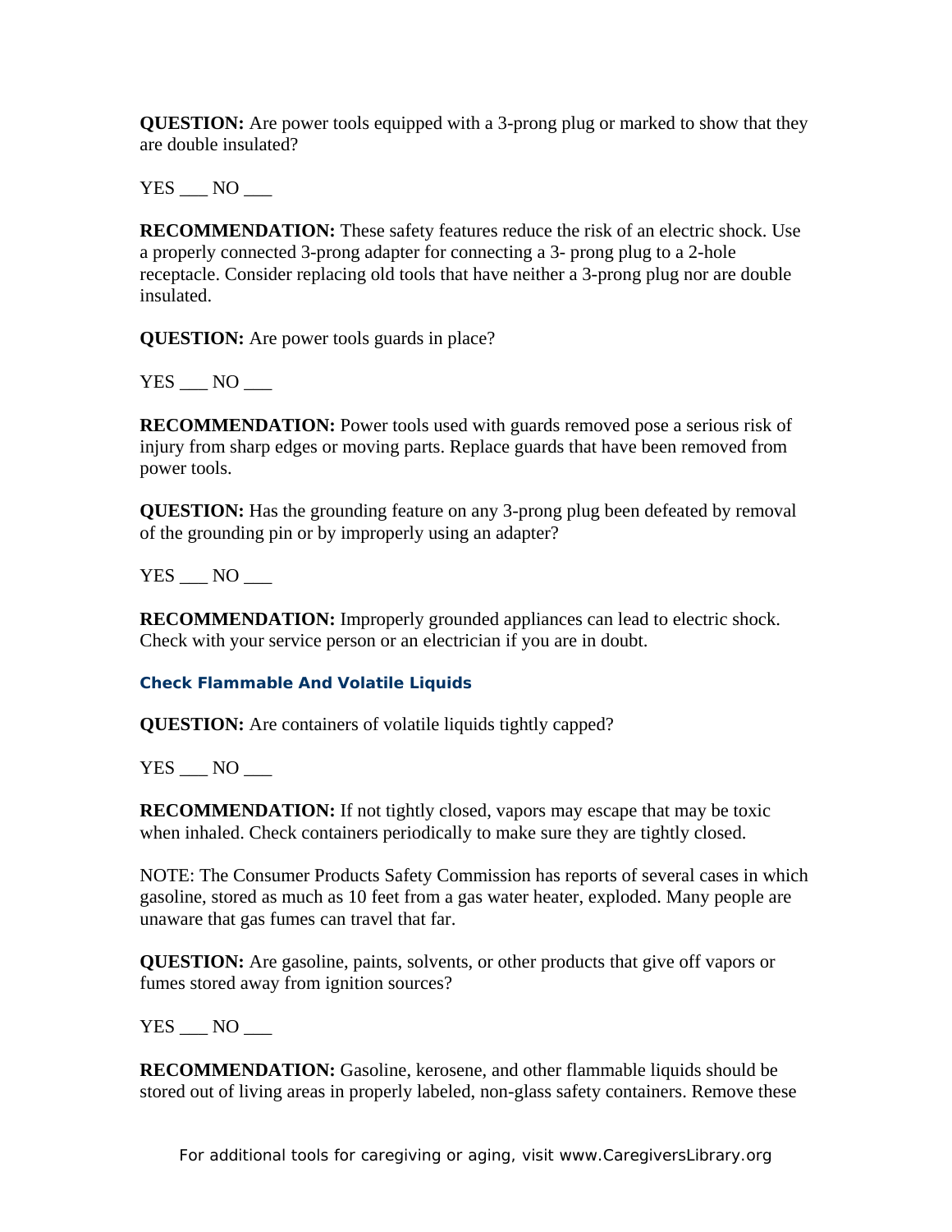**QUESTION:** Are power tools equipped with a 3-prong plug or marked to show that they are double insulated?

YES ___ NO ___

**RECOMMENDATION:** These safety features reduce the risk of an electric shock. Use a properly connected 3-prong adapter for connecting a 3- prong plug to a 2-hole receptacle. Consider replacing old tools that have neither a 3-prong plug nor are double insulated.

**QUESTION:** Are power tools guards in place?

YES ___ NO ___

**RECOMMENDATION:** Power tools used with guards removed pose a serious risk of injury from sharp edges or moving parts. Replace guards that have been removed from power tools.

**QUESTION:** Has the grounding feature on any 3-prong plug been defeated by removal of the grounding pin or by improperly using an adapter?

YES ___ NO ___

**RECOMMENDATION:** Improperly grounded appliances can lead to electric shock. Check with your service person or an electrician if you are in doubt.

### Check Flammable And Volatile Liquids

**QUESTION:** Are containers of volatile liquids tightly capped?

YES ___ NO ___

**RECOMMENDATION:** If not tightly closed, vapors may escape that may be toxic when inhaled. Check containers periodically to make sure they are tightly closed.

NOTE: The Consumer Products Safety Commission has reports of several cases in which gasoline, stored as much as 10 feet from a gas water heater, exploded. Many people are unaware that gas fumes can travel that far.

**QUESTION:** Are gasoline, paints, solvents, or other products that give off vapors or fumes stored away from ignition sources?

YES ___ NO ___

**RECOMMENDATION:** Gasoline, kerosene, and other flammable liquids should be stored out of living areas in properly labeled, non-glass safety containers. Remove these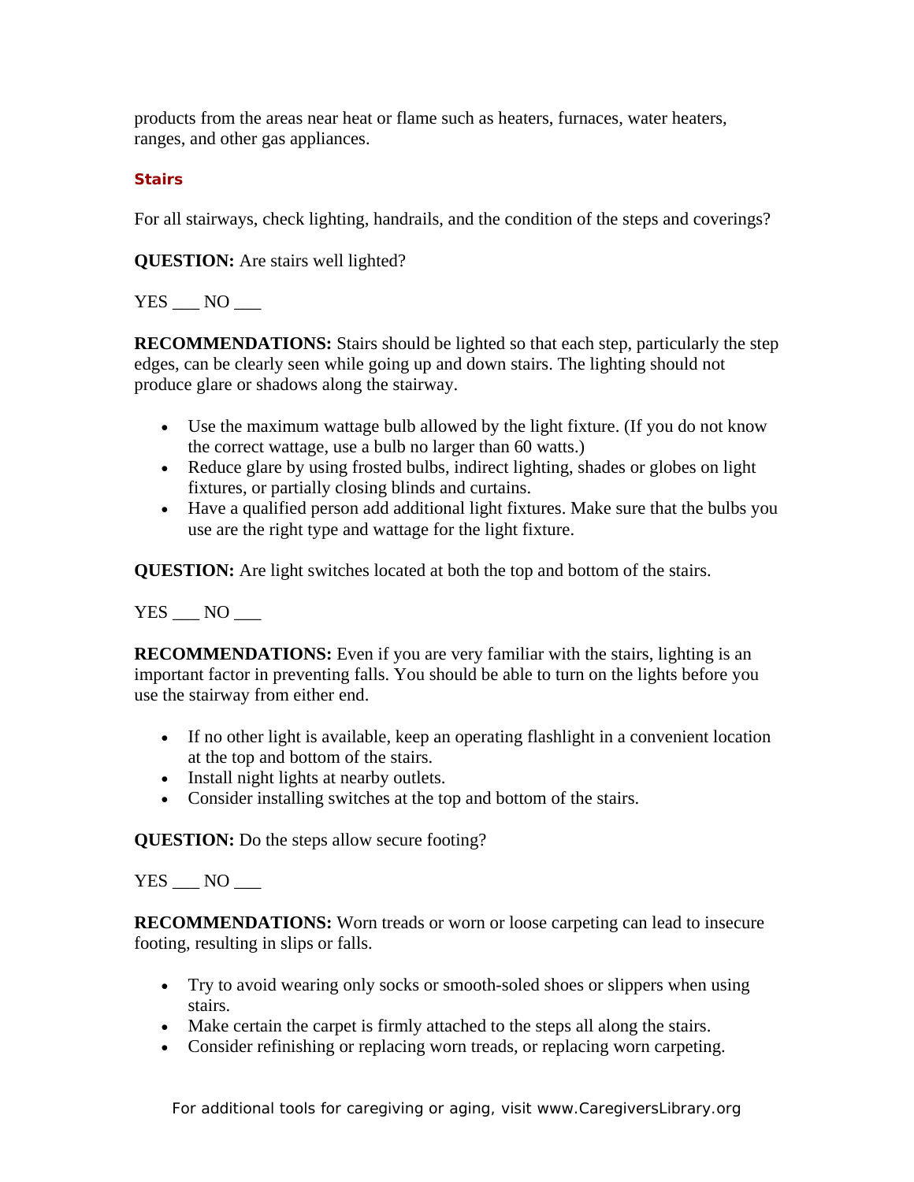products from the areas near heat or flame such as heaters, furnaces, water heaters, ranges, and other gas appliances.

### Stairs

For all stairways, check lighting, handrails, and the condition of the steps and coverings?

**QUESTION:** Are stairs well lighted?

YES ___ NO ___

**RECOMMENDATIONS:** Stairs should be lighted so that each step, particularly the step edges, can be clearly seen while going up and down stairs. The lighting should not produce glare or shadows along the stairway.

- Use the maximum wattage bulb allowed by the light fixture. (If you do not know the correct wattage, use a bulb no larger than 60 watts.)
- Reduce glare by using frosted bulbs, indirect lighting, shades or globes on light fixtures, or partially closing blinds and curtains.
- Have a qualified person add additional light fixtures. Make sure that the bulbs you use are the right type and wattage for the light fixture.

**QUESTION:** Are light switches located at both the top and bottom of the stairs.

YES ___ NO ___

**RECOMMENDATIONS:** Even if you are very familiar with the stairs, lighting is an important factor in preventing falls. You should be able to turn on the lights before you use the stairway from either end.

- If no other light is available, keep an operating flashlight in a convenient location at the top and bottom of the stairs.
- Install night lights at nearby outlets.
- Consider installing switches at the top and bottom of the stairs.

**QUESTION:** Do the steps allow secure footing?

YES ___ NO ___

**RECOMMENDATIONS:** Worn treads or worn or loose carpeting can lead to insecure footing, resulting in slips or falls.

- Try to avoid wearing only socks or smooth-soled shoes or slippers when using stairs.
- Make certain the carpet is firmly attached to the steps all along the stairs.
- Consider refinishing or replacing worn treads, or replacing worn carpeting.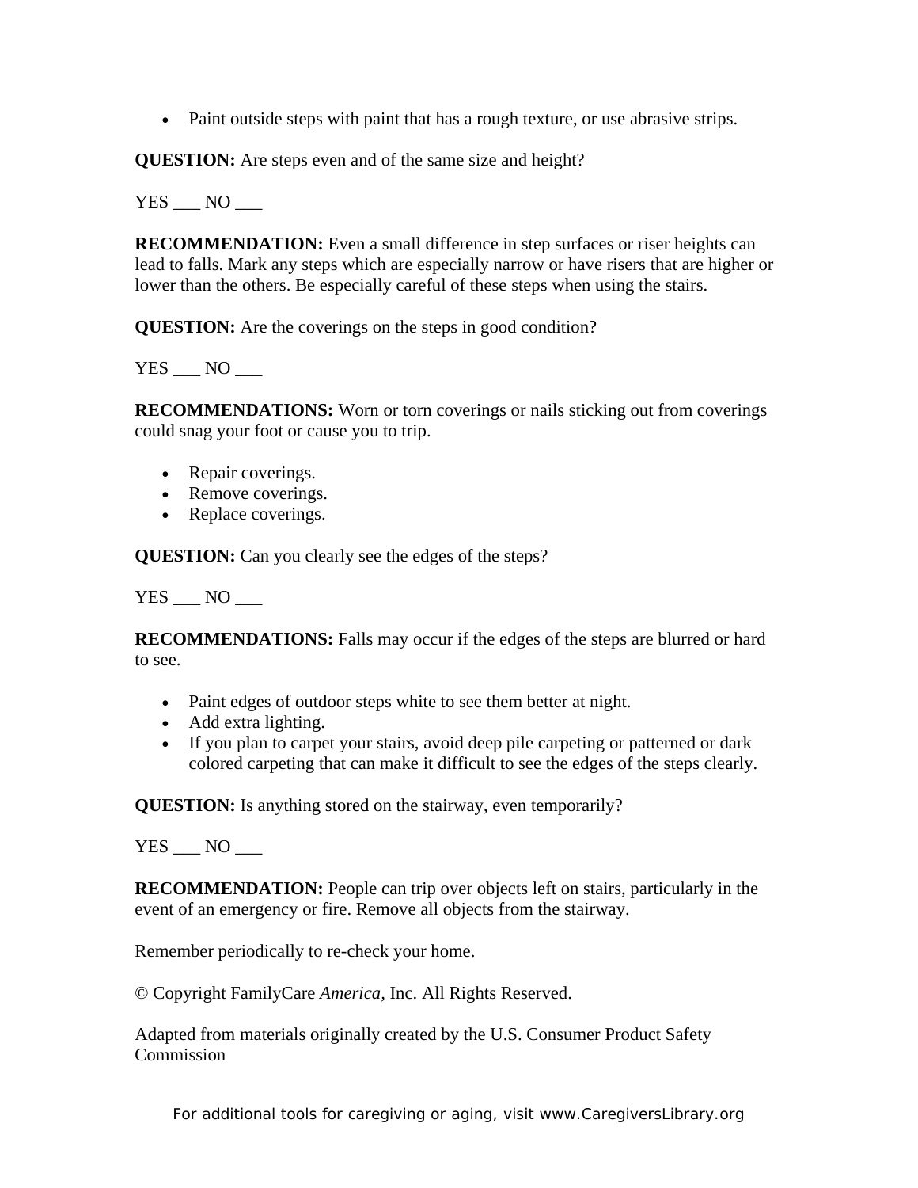- Paint outside steps with paint that has a rough texture, or use abrasive strips.

**QUESTION:** Are steps even and of the same size and height?

YES ___ NO ___

**RECOMMENDATION:** Even a small difference in step surfaces or riser heights can lead to falls. Mark any steps which are especially narrow or have risers that are higher or lower than the others. Be especially careful of these steps when using the stairs.

**QUESTION:** Are the coverings on the steps in good condition?

YES ___ NO ___

**RECOMMENDATIONS:** Worn or torn coverings or nails sticking out from coverings could snag your foot or cause you to trip.

- Repair coverings.
- Remove coverings.
- Replace coverings.

**QUESTION:** Can you clearly see the edges of the steps?

YES ___ NO ___

**RECOMMENDATIONS:** Falls may occur if the edges of the steps are blurred or hard to see.

- Paint edges of outdoor steps white to see them better at night.
- Add extra lighting.
- If you plan to carpet your stairs, avoid deep pile carpeting or patterned or dark colored carpeting that can make it difficult to see the edges of the steps clearly.

**QUESTION:** Is anything stored on the stairway, even temporarily?

YES ___ NO ___

**RECOMMENDATION:** People can trip over objects left on stairs, particularly in the event of an emergency or fire. Remove all objects from the stairway.

Remember periodically to re-check your home.

© Copyright FamilyCare *America*, Inc. All Rights Reserved.

Adapted from materials originally created by the U.S. Consumer Product Safety Commission

For additional tools for caregiving or aging, visit www.CaregiversLibrary.org